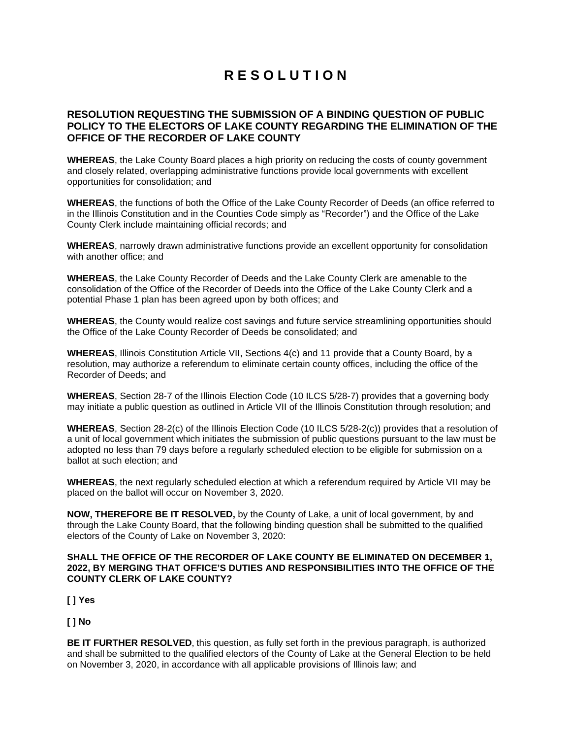# R E S O L U T I O N

**RESOLUTION REQUESTING THE SUBMISSION OF A BINDING QUESTION OF PUBLIC POLICY TO THE ELECTORS OF LAKE COUNTY REGARDING THE ELIMINATION OF THE OFFICE OF THE RECORDER OF LAKE COUNTY**

**WHEREAS**, the Lake County Board places a high priority on reducing the costs of county government and closely related, overlapping administrative functions provide local governments with excellent opportunities for consolidation; and

**WHEREAS**, the functions of both the Office of the Lake County Recorder of Deeds (an office referred to in the Illinois Constitution and in the Counties Code simply as "Recorder") and the Office of the Lake County Clerk include maintaining official records; and

**WHEREAS**, narrowly drawn administrative functions provide an excellent opportunity for consolidation with another office; and

**WHEREAS**, the Lake County Recorder of Deeds and the Lake County Clerk are amenable to the consolidation of the Office of the Recorder of Deeds into the Office of the Lake County Clerk and a potential Phase 1 plan has been agreed upon by both offices; and

**WHEREAS**, the County would realize cost savings and future service streamlining opportunities should the Office of the Lake County Recorder of Deeds be consolidated; and

**WHEREAS**, Illinois Constitution Article VII, Sections 4(c) and 11 provide that a County Board, by a resolution, may authorize a referendum to eliminate certain county offices, including the office of the Recorder of Deeds; and

**WHEREAS**, Section 28-7 of the Illinois Election Code (10 ILCS 5/28-7) provides that a governing body may initiate a public question as outlined in Article VII of the Illinois Constitution through resolution; and

**WHEREAS**, Section 28-2(c) of the Illinois Election Code (10 ILCS 5/28-2(c)) provides that a resolution of a unit of local government which initiates the submission of public questions pursuant to the law must be adopted no less than 79 days before a regularly scheduled election to be eligible for submission on a ballot at such election; and

**WHEREAS**, the next regularly scheduled election at which a referendum required by Article VII may be placed on the ballot will occur on November 3, 2020.

**NOW, THEREFORE BE IT RESOLVED,** by the County of Lake, a unit of local government, by and through the Lake County Board, that the following binding question shall be submitted to the qualified electors of the County of Lake on November 3, 2020:

**SHALL THE OFFICE OF THE RECORDER OF LAKE COUNTY BE ELIMINATED ON DECEMBER 1, 2022, BY MERGING THAT OFFICE'S DUTIES AND RESPONSIBILITIES INTO THE OFFICE OF THE COUNTY CLERK OF LAKE COUNTY?**

**[ ] Yes**

**[ ] No**

**BE IT FURTHER RESOLVED**, this question, as fully set forth in the previous paragraph, is authorized and shall be submitted to the qualified electors of the County of Lake at the General Election to be held on November 3, 2020, in accordance with all applicable provisions of Illinois law; and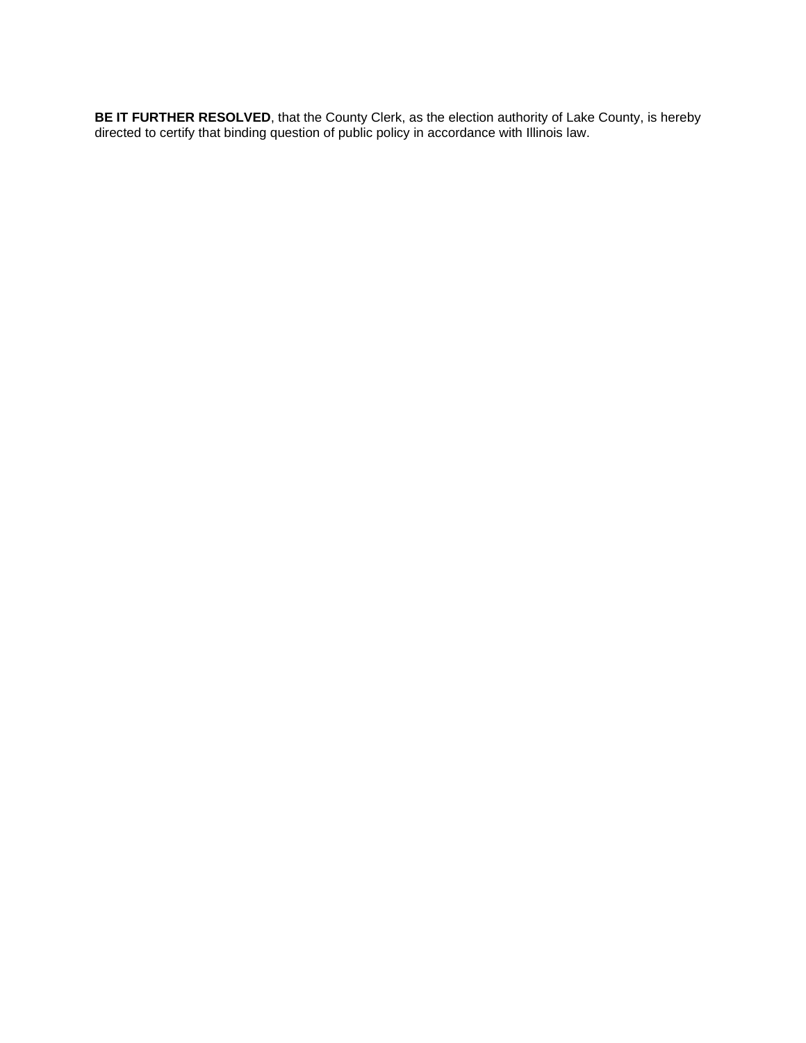**BE IT FURTHER RESOLVED**, that the County Clerk, as the election authority of Lake County, is hereby directed to certify that binding question of public policy in accordance with Illinois law.